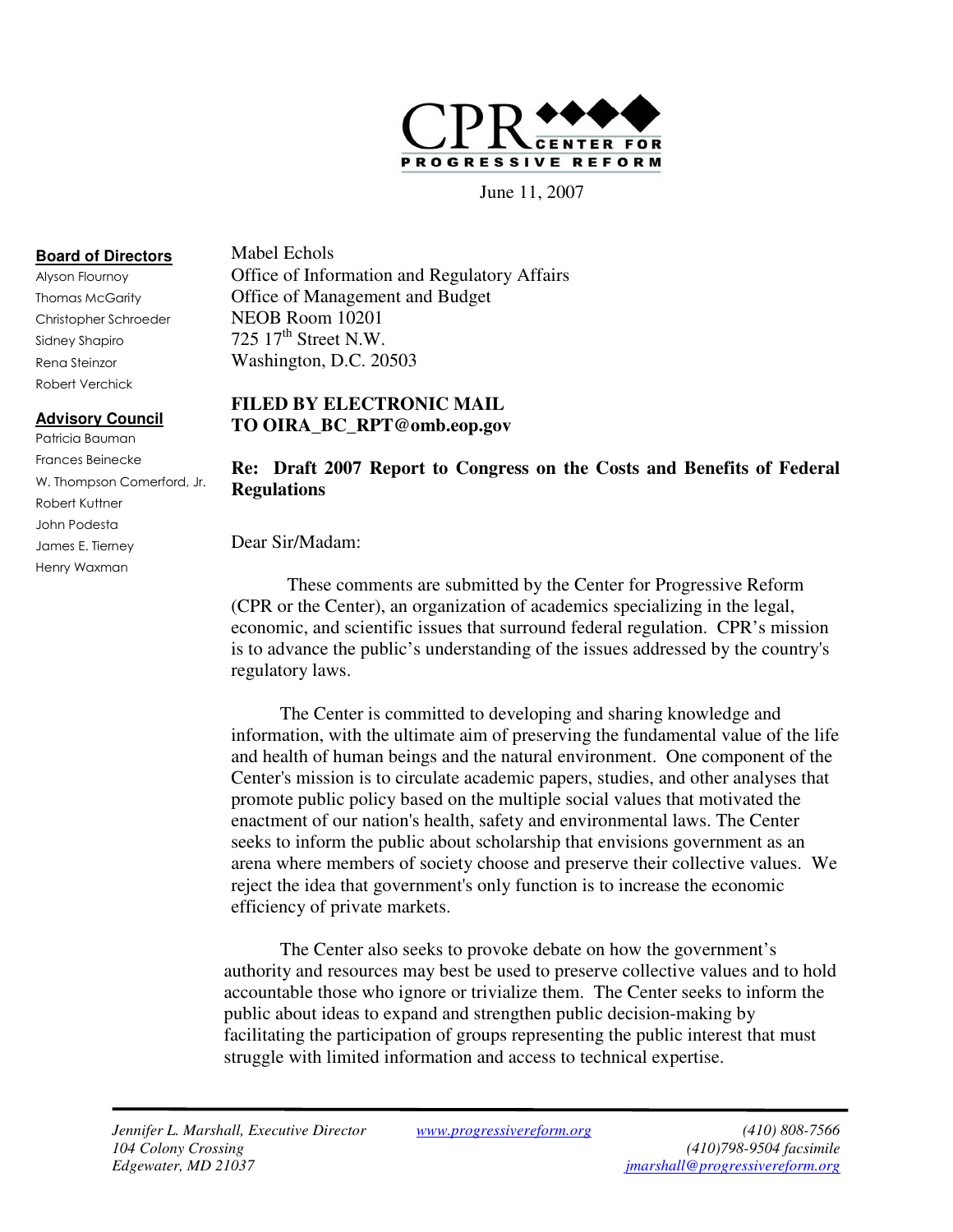# CPR CENTER FOR PROGRESSIVE REFORM

June 11, 2007

**Board of Directors**

Alyson Flournoy
Thomas McGarity
Christopher Schroeder
Sidney Shapiro
Rena Steinzor
Robert Verchick

**Advisory Council**

Patricia Bauman
Frances Beinecke
W. Thompson Comerford, Jr.
Robert Kuttner
John Podesta
James E. Tierney
Henry Waxman

Mabel Echols
Office of Information and Regulatory Affairs
Office of Management and Budget
NEOB Room 10201
725 17th Street N.W.
Washington, D.C. 20503

**FILED BY ELECTRONIC MAIL**
**TO OIRA_BC_RPT@omb.eop.gov**

**Re: Draft 2007 Report to Congress on the Costs and Benefits of Federal Regulations**

Dear Sir/Madam:

These comments are submitted by the Center for Progressive Reform (CPR or the Center), an organization of academics specializing in the legal, economic, and scientific issues that surround federal regulation. CPR's mission is to advance the public's understanding of the issues addressed by the country's regulatory laws.

The Center is committed to developing and sharing knowledge and information, with the ultimate aim of preserving the fundamental value of the life and health of human beings and the natural environment. One component of the Center's mission is to circulate academic papers, studies, and other analyses that promote public policy based on the multiple social values that motivated the enactment of our nation's health, safety and environmental laws. The Center seeks to inform the public about scholarship that envisions government as an arena where members of society choose and preserve their collective values. We reject the idea that government's only function is to increase the economic efficiency of private markets.

The Center also seeks to provoke debate on how the government's authority and resources may best be used to preserve collective values and to hold accountable those who ignore or trivialize them. The Center seeks to inform the public about ideas to expand and strengthen public decision-making by facilitating the participation of groups representing the public interest that must struggle with limited information and access to technical expertise.

*Jennifer L. Marshall, Executive Director*
*104 Colony Crossing*
*Edgewater, MD 21037*

www.progressivereform.org

*(410) 808-7566*
*(410)798-9504 facsimile*
*jmarshall@progressivereform.org*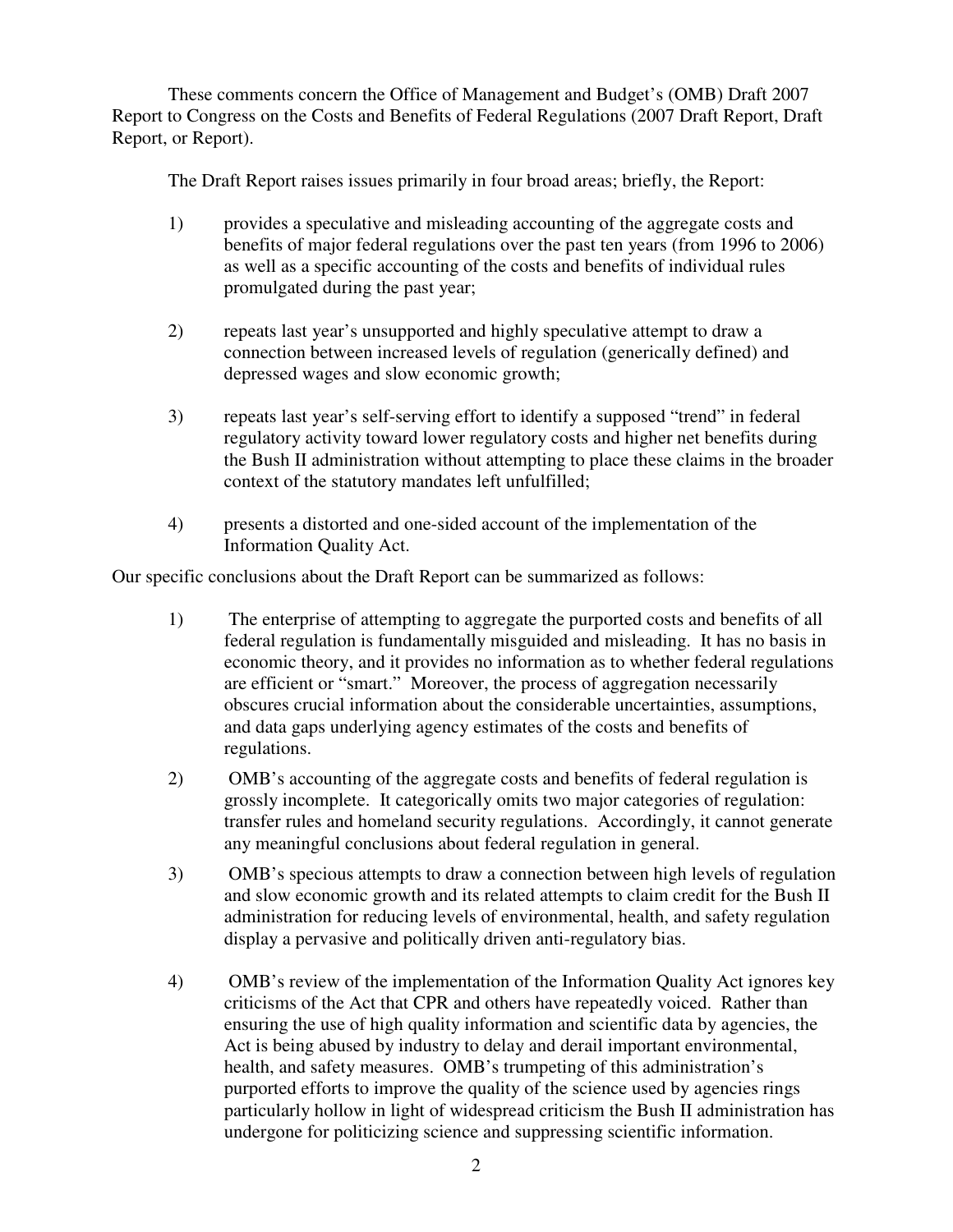These comments concern the Office of Management and Budget's (OMB) Draft 2007 Report to Congress on the Costs and Benefits of Federal Regulations (2007 Draft Report, Draft Report, or Report).

The Draft Report raises issues primarily in four broad areas; briefly, the Report:

1) provides a speculative and misleading accounting of the aggregate costs and benefits of major federal regulations over the past ten years (from 1996 to 2006) as well as a specific accounting of the costs and benefits of individual rules promulgated during the past year;

2) repeats last year's unsupported and highly speculative attempt to draw a connection between increased levels of regulation (generically defined) and depressed wages and slow economic growth;

3) repeats last year's self-serving effort to identify a supposed "trend" in federal regulatory activity toward lower regulatory costs and higher net benefits during the Bush II administration without attempting to place these claims in the broader context of the statutory mandates left unfulfilled;

4) presents a distorted and one-sided account of the implementation of the Information Quality Act.

Our specific conclusions about the Draft Report can be summarized as follows:

1) The enterprise of attempting to aggregate the purported costs and benefits of all federal regulation is fundamentally misguided and misleading. It has no basis in economic theory, and it provides no information as to whether federal regulations are efficient or "smart." Moreover, the process of aggregation necessarily obscures crucial information about the considerable uncertainties, assumptions, and data gaps underlying agency estimates of the costs and benefits of regulations.

2) OMB's accounting of the aggregate costs and benefits of federal regulation is grossly incomplete. It categorically omits two major categories of regulation: transfer rules and homeland security regulations. Accordingly, it cannot generate any meaningful conclusions about federal regulation in general.

3) OMB's specious attempts to draw a connection between high levels of regulation and slow economic growth and its related attempts to claim credit for the Bush II administration for reducing levels of environmental, health, and safety regulation display a pervasive and politically driven anti-regulatory bias.

4) OMB's review of the implementation of the Information Quality Act ignores key criticisms of the Act that CPR and others have repeatedly voiced. Rather than ensuring the use of high quality information and scientific data by agencies, the Act is being abused by industry to delay and derail important environmental, health, and safety measures. OMB's trumpeting of this administration's purported efforts to improve the quality of the science used by agencies rings particularly hollow in light of widespread criticism the Bush II administration has undergone for politicizing science and suppressing scientific information.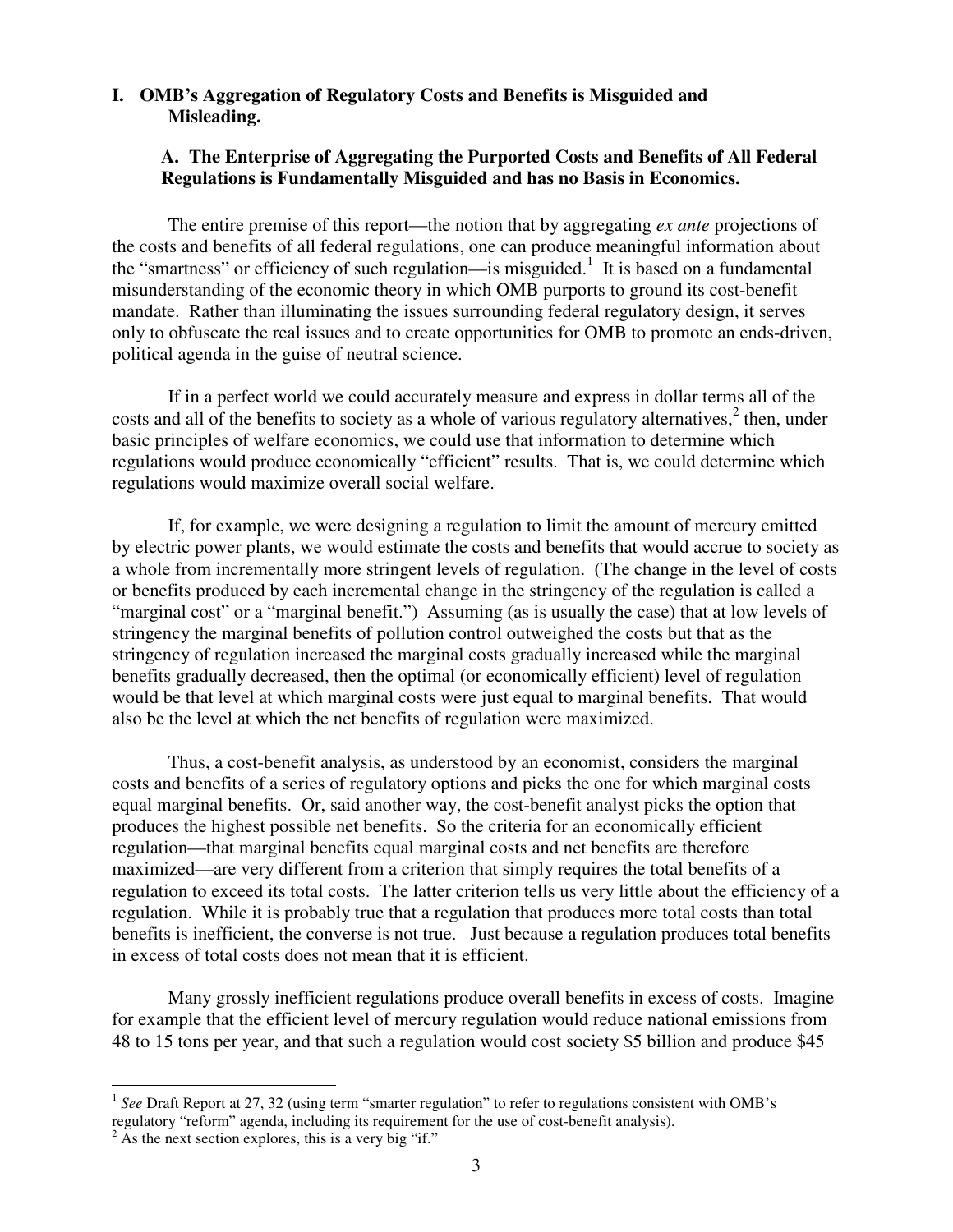## I. OMB's Aggregation of Regulatory Costs and Benefits is Misguided and Misleading.

### A. The Enterprise of Aggregating the Purported Costs and Benefits of All Federal Regulations is Fundamentally Misguided and has no Basis in Economics.

The entire premise of this report—the notion that by aggregating *ex ante* projections of the costs and benefits of all federal regulations, one can produce meaningful information about the "smartness" or efficiency of such regulation—is misguided.[1] It is based on a fundamental misunderstanding of the economic theory in which OMB purports to ground its cost-benefit mandate. Rather than illuminating the issues surrounding federal regulatory design, it serves only to obfuscate the real issues and to create opportunities for OMB to promote an ends-driven, political agenda in the guise of neutral science.

If in a perfect world we could accurately measure and express in dollar terms all of the costs and all of the benefits to society as a whole of various regulatory alternatives,[2] then, under basic principles of welfare economics, we could use that information to determine which regulations would produce economically "efficient" results. That is, we could determine which regulations would maximize overall social welfare.

If, for example, we were designing a regulation to limit the amount of mercury emitted by electric power plants, we would estimate the costs and benefits that would accrue to society as a whole from incrementally more stringent levels of regulation. (The change in the level of costs or benefits produced by each incremental change in the stringency of the regulation is called a "marginal cost" or a "marginal benefit.") Assuming (as is usually the case) that at low levels of stringency the marginal benefits of pollution control outweighed the costs but that as the stringency of regulation increased the marginal costs gradually increased while the marginal benefits gradually decreased, then the optimal (or economically efficient) level of regulation would be that level at which marginal costs were just equal to marginal benefits. That would also be the level at which the net benefits of regulation were maximized.

Thus, a cost-benefit analysis, as understood by an economist, considers the marginal costs and benefits of a series of regulatory options and picks the one for which marginal costs equal marginal benefits. Or, said another way, the cost-benefit analyst picks the option that produces the highest possible net benefits. So the criteria for an economically efficient regulation—that marginal benefits equal marginal costs and net benefits are therefore maximized—are very different from a criterion that simply requires the total benefits of a regulation to exceed its total costs. The latter criterion tells us very little about the efficiency of a regulation. While it is probably true that a regulation that produces more total costs than total benefits is inefficient, the converse is not true. Just because a regulation produces total benefits in excess of total costs does not mean that it is efficient.

Many grossly inefficient regulations produce overall benefits in excess of costs. Imagine for example that the efficient level of mercury regulation would reduce national emissions from 48 to 15 tons per year, and that such a regulation would cost society $5 billion and produce $45

---

[1] *See* Draft Report at 27, 32 (using term "smarter regulation" to refer to regulations consistent with OMB's regulatory "reform" agenda, including its requirement for the use of cost-benefit analysis).

[2] As the next section explores, this is a very big "if."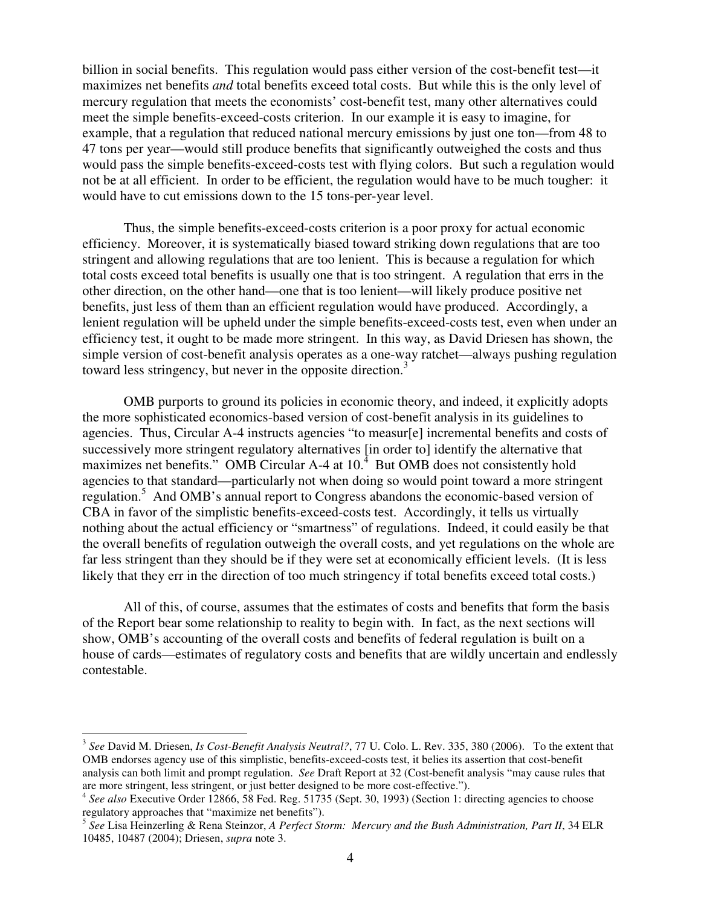billion in social benefits. This regulation would pass either version of the cost-benefit test—it maximizes net benefits *and* total benefits exceed total costs. But while this is the only level of mercury regulation that meets the economists' cost-benefit test, many other alternatives could meet the simple benefits-exceed-costs criterion. In our example it is easy to imagine, for example, that a regulation that reduced national mercury emissions by just one ton—from 48 to 47 tons per year—would still produce benefits that significantly outweighed the costs and thus would pass the simple benefits-exceed-costs test with flying colors. But such a regulation would not be at all efficient. In order to be efficient, the regulation would have to be much tougher: it would have to cut emissions down to the 15 tons-per-year level.

Thus, the simple benefits-exceed-costs criterion is a poor proxy for actual economic efficiency. Moreover, it is systematically biased toward striking down regulations that are too stringent and allowing regulations that are too lenient. This is because a regulation for which total costs exceed total benefits is usually one that is too stringent. A regulation that errs in the other direction, on the other hand—one that is too lenient—will likely produce positive net benefits, just less of them than an efficient regulation would have produced. Accordingly, a lenient regulation will be upheld under the simple benefits-exceed-costs test, even when under an efficiency test, it ought to be made more stringent. In this way, as David Driesen has shown, the simple version of cost-benefit analysis operates as a one-way ratchet—always pushing regulation toward less stringency, but never in the opposite direction.[3]

OMB purports to ground its policies in economic theory, and indeed, it explicitly adopts the more sophisticated economics-based version of cost-benefit analysis in its guidelines to agencies. Thus, Circular A-4 instructs agencies "to measur[e] incremental benefits and costs of successively more stringent regulatory alternatives [in order to] identify the alternative that maximizes net benefits." OMB Circular A-4 at 10.[4] But OMB does not consistently hold agencies to that standard—particularly not when doing so would point toward a more stringent regulation.[5] And OMB's annual report to Congress abandons the economic-based version of CBA in favor of the simplistic benefits-exceed-costs test. Accordingly, it tells us virtually nothing about the actual efficiency or "smartness" of regulations. Indeed, it could easily be that the overall benefits of regulation outweigh the overall costs, and yet regulations on the whole are far less stringent than they should be if they were set at economically efficient levels. (It is less likely that they err in the direction of too much stringency if total benefits exceed total costs.)

All of this, of course, assumes that the estimates of costs and benefits that form the basis of the Report bear some relationship to reality to begin with. In fact, as the next sections will show, OMB's accounting of the overall costs and benefits of federal regulation is built on a house of cards—estimates of regulatory costs and benefits that are wildly uncertain and endlessly contestable.

---

[3] *See* David M. Driesen, *Is Cost-Benefit Analysis Neutral?*, 77 U. Colo. L. Rev. 335, 380 (2006). To the extent that OMB endorses agency use of this simplistic, benefits-exceed-costs test, it belies its assertion that cost-benefit analysis can both limit and prompt regulation. *See* Draft Report at 32 (Cost-benefit analysis "may cause rules that are more stringent, less stringent, or just better designed to be more cost-effective.").

[4] *See also* Executive Order 12866, 58 Fed. Reg. 51735 (Sept. 30, 1993) (Section 1: directing agencies to choose regulatory approaches that "maximize net benefits").

[5] *See* Lisa Heinzerling & Rena Steinzor, *A Perfect Storm: Mercury and the Bush Administration, Part II*, 34 ELR 10485, 10487 (2004); Driesen, *supra* note 3.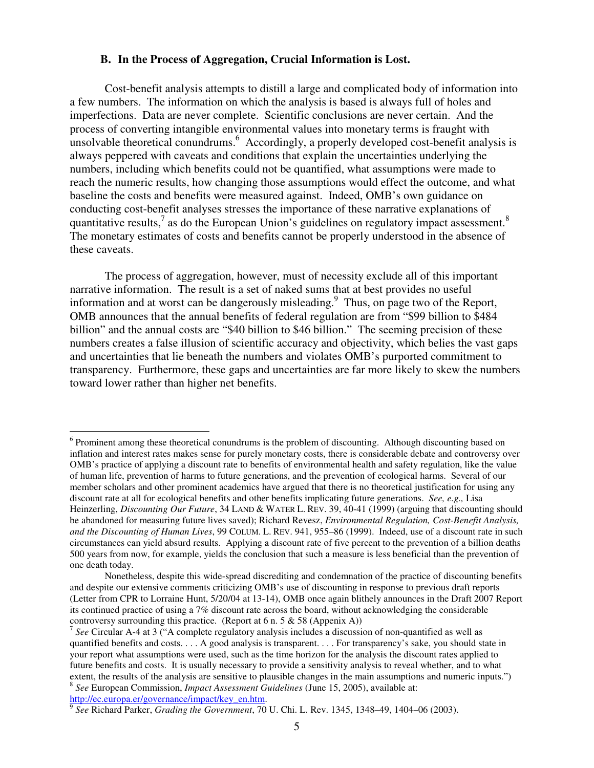### B. In the Process of Aggregation, Crucial Information is Lost.

Cost-benefit analysis attempts to distill a large and complicated body of information into a few numbers. The information on which the analysis is based is always full of holes and imperfections. Data are never complete. Scientific conclusions are never certain. And the process of converting intangible environmental values into monetary terms is fraught with unsolvable theoretical conundrums.[6] Accordingly, a properly developed cost-benefit analysis is always peppered with caveats and conditions that explain the uncertainties underlying the numbers, including which benefits could not be quantified, what assumptions were made to reach the numeric results, how changing those assumptions would effect the outcome, and what baseline the costs and benefits were measured against. Indeed, OMB's own guidance on conducting cost-benefit analyses stresses the importance of these narrative explanations of quantitative results,[7] as do the European Union's guidelines on regulatory impact assessment.[8] The monetary estimates of costs and benefits cannot be properly understood in the absence of these caveats.

The process of aggregation, however, must of necessity exclude all of this important narrative information. The result is a set of naked sums that at best provides no useful information and at worst can be dangerously misleading.[9] Thus, on page two of the Report, OMB announces that the annual benefits of federal regulation are from "$99 billion to $484 billion" and the annual costs are "$40 billion to $46 billion." The seeming precision of these numbers creates a false illusion of scientific accuracy and objectivity, which belies the vast gaps and uncertainties that lie beneath the numbers and violates OMB's purported commitment to transparency. Furthermore, these gaps and uncertainties are far more likely to skew the numbers toward lower rather than higher net benefits.

---

[6] Prominent among these theoretical conundrums is the problem of discounting. Although discounting based on inflation and interest rates makes sense for purely monetary costs, there is considerable debate and controversy over OMB's practice of applying a discount rate to benefits of environmental health and safety regulation, like the value of human life, prevention of harms to future generations, and the prevention of ecological harms. Several of our member scholars and other prominent academics have argued that there is no theoretical justification for using any discount rate at all for ecological benefits and other benefits implicating future generations. *See, e.g.,* Lisa Heinzerling, *Discounting Our Future*, 34 LAND & WATER L. REV. 39, 40-41 (1999) (arguing that discounting should be abandoned for measuring future lives saved); Richard Revesz, *Environmental Regulation, Cost-Benefit Analysis, and the Discounting of Human Lives*, 99 COLUM. L. REV. 941, 955–86 (1999). Indeed, use of a discount rate in such circumstances can yield absurd results. Applying a discount rate of five percent to the prevention of a billion deaths 500 years from now, for example, yields the conclusion that such a measure is less beneficial than the prevention of one death today.

Nonetheless, despite this wide-spread discrediting and condemnation of the practice of discounting benefits and despite our extensive comments criticizing OMB's use of discounting in response to previous draft reports (Letter from CPR to Lorraine Hunt, 5/20/04 at 13-14), OMB once again blithely announces in the Draft 2007 Report its continued practice of using a 7% discount rate across the board, without acknowledging the considerable controversy surrounding this practice. (Report at 6 n. 5 & 58 (Appenix A))

[7] *See* Circular A-4 at 3 ("A complete regulatory analysis includes a discussion of non-quantified as well as quantified benefits and costs. . . . A good analysis is transparent. . . . For transparency's sake, you should state in your report what assumptions were used, such as the time horizon for the analysis the discount rates applied to future benefits and costs. It is usually necessary to provide a sensitivity analysis to reveal whether, and to what extent, the results of the analysis are sensitive to plausible changes in the main assumptions and numeric inputs.")

[8] *See* European Commission, *Impact Assessment Guidelines* (June 15, 2005), available at: http://ec.europa.er/governance/impact/key_en.htm.

[9] *See* Richard Parker, *Grading the Government*, 70 U. Chi. L. Rev. 1345, 1348–49, 1404–06 (2003).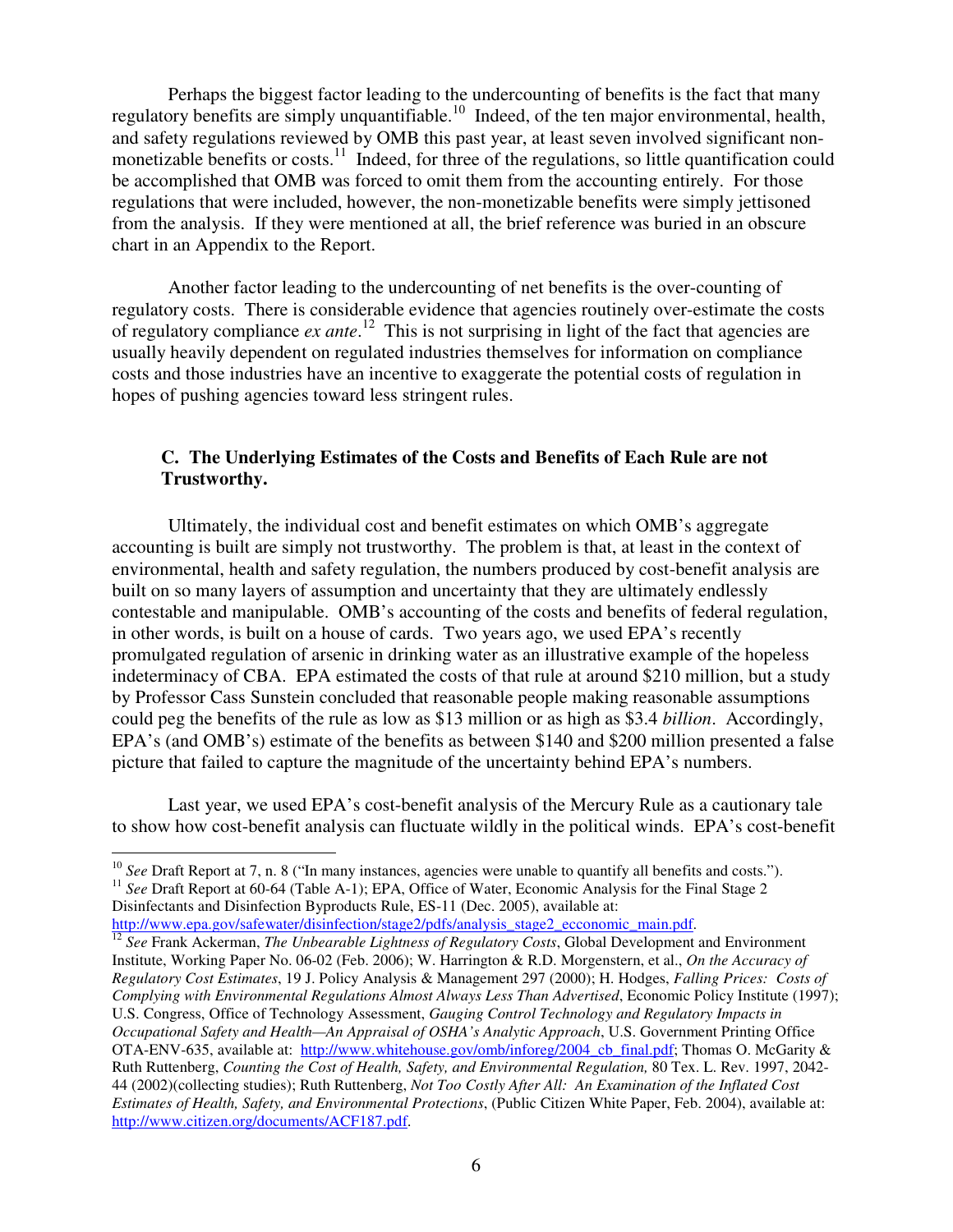Perhaps the biggest factor leading to the undercounting of benefits is the fact that many regulatory benefits are simply unquantifiable.[10] Indeed, of the ten major environmental, health, and safety regulations reviewed by OMB this past year, at least seven involved significant non-monetizable benefits or costs.[11] Indeed, for three of the regulations, so little quantification could be accomplished that OMB was forced to omit them from the accounting entirely. For those regulations that were included, however, the non-monetizable benefits were simply jettisoned from the analysis. If they were mentioned at all, the brief reference was buried in an obscure chart in an Appendix to the Report.

Another factor leading to the undercounting of net benefits is the over-counting of regulatory costs. There is considerable evidence that agencies routinely over-estimate the costs of regulatory compliance *ex ante*.[12] This is not surprising in light of the fact that agencies are usually heavily dependent on regulated industries themselves for information on compliance costs and those industries have an incentive to exaggerate the potential costs of regulation in hopes of pushing agencies toward less stringent rules.

### C. The Underlying Estimates of the Costs and Benefits of Each Rule are not Trustworthy.

Ultimately, the individual cost and benefit estimates on which OMB's aggregate accounting is built are simply not trustworthy. The problem is that, at least in the context of environmental, health and safety regulation, the numbers produced by cost-benefit analysis are built on so many layers of assumption and uncertainty that they are ultimately endlessly contestable and manipulable. OMB's accounting of the costs and benefits of federal regulation, in other words, is built on a house of cards. Two years ago, we used EPA's recently promulgated regulation of arsenic in drinking water as an illustrative example of the hopeless indeterminacy of CBA. EPA estimated the costs of that rule at around $210 million, but a study by Professor Cass Sunstein concluded that reasonable people making reasonable assumptions could peg the benefits of the rule as low as $13 million or as high as $3.4 *billion*. Accordingly, EPA's (and OMB's) estimate of the benefits as between $140 and $200 million presented a false picture that failed to capture the magnitude of the uncertainty behind EPA's numbers.

Last year, we used EPA's cost-benefit analysis of the Mercury Rule as a cautionary tale to show how cost-benefit analysis can fluctuate wildly in the political winds. EPA's cost-benefit

---

[10] *See* Draft Report at 7, n. 8 ("In many instances, agencies were unable to quantify all benefits and costs.").

[11] *See* Draft Report at 60-64 (Table A-1); EPA, Office of Water, Economic Analysis for the Final Stage 2 Disinfectants and Disinfection Byproducts Rule, ES-11 (Dec. 2005), available at: http://www.epa.gov/safewater/disinfection/stage2/pdfs/analysis_stage2_ecconomic_main.pdf.

[12] *See* Frank Ackerman, *The Unbearable Lightness of Regulatory Costs*, Global Development and Environment Institute, Working Paper No. 06-02 (Feb. 2006); W. Harrington & R.D. Morgenstern, et al., *On the Accuracy of Regulatory Cost Estimates*, 19 J. Policy Analysis & Management 297 (2000); H. Hodges, *Falling Prices: Costs of Complying with Environmental Regulations Almost Always Less Than Advertised*, Economic Policy Institute (1997); U.S. Congress, Office of Technology Assessment, *Gauging Control Technology and Regulatory Impacts in Occupational Safety and Health—An Appraisal of OSHA's Analytic Approach*, U.S. Government Printing Office OTA-ENV-635, available at: http://www.whitehouse.gov/omb/inforeg/2004_cb_final.pdf; Thomas O. McGarity & Ruth Ruttenberg, *Counting the Cost of Health, Safety, and Environmental Regulation,* 80 Tex. L. Rev. 1997, 2042-44 (2002)(collecting studies); Ruth Ruttenberg, *Not Too Costly After All: An Examination of the Inflated Cost Estimates of Health, Safety, and Environmental Protections*, (Public Citizen White Paper, Feb. 2004), available at: http://www.citizen.org/documents/ACF187.pdf.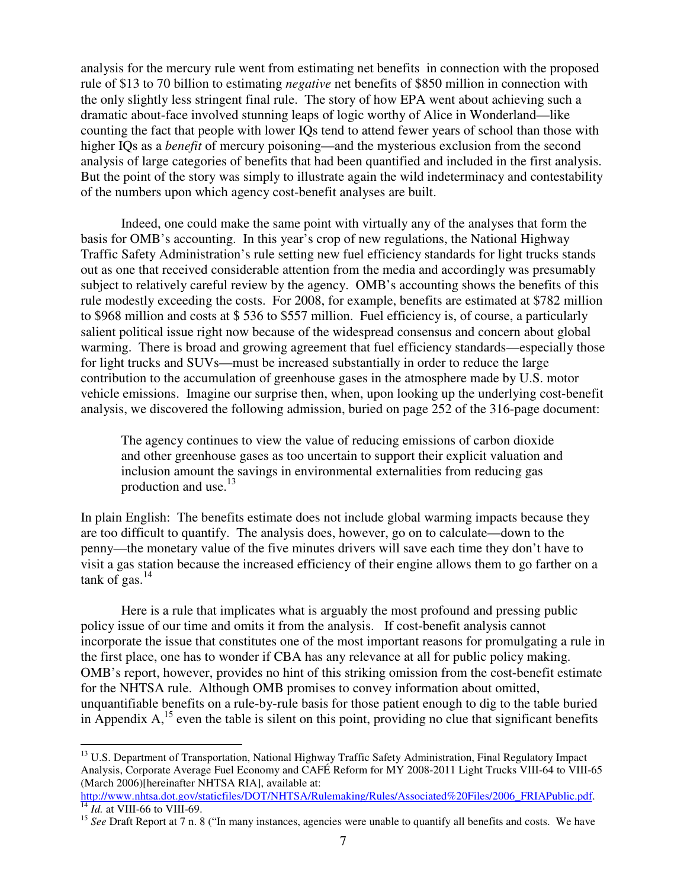analysis for the mercury rule went from estimating net benefits in connection with the proposed rule of $13 to 70 billion to estimating *negative* net benefits of $850 million in connection with the only slightly less stringent final rule. The story of how EPA went about achieving such a dramatic about-face involved stunning leaps of logic worthy of Alice in Wonderland—like counting the fact that people with lower IQs tend to attend fewer years of school than those with higher IQs as a *benefit* of mercury poisoning—and the mysterious exclusion from the second analysis of large categories of benefits that had been quantified and included in the first analysis. But the point of the story was simply to illustrate again the wild indeterminacy and contestability of the numbers upon which agency cost-benefit analyses are built.

Indeed, one could make the same point with virtually any of the analyses that form the basis for OMB's accounting. In this year's crop of new regulations, the National Highway Traffic Safety Administration's rule setting new fuel efficiency standards for light trucks stands out as one that received considerable attention from the media and accordingly was presumably subject to relatively careful review by the agency. OMB's accounting shows the benefits of this rule modestly exceeding the costs. For 2008, for example, benefits are estimated at $782 million to $968 million and costs at $ 536 to $557 million. Fuel efficiency is, of course, a particularly salient political issue right now because of the widespread consensus and concern about global warming. There is broad and growing agreement that fuel efficiency standards—especially those for light trucks and SUVs—must be increased substantially in order to reduce the large contribution to the accumulation of greenhouse gases in the atmosphere made by U.S. motor vehicle emissions. Imagine our surprise then, when, upon looking up the underlying cost-benefit analysis, we discovered the following admission, buried on page 252 of the 316-page document:

> The agency continues to view the value of reducing emissions of carbon dioxide and other greenhouse gases as too uncertain to support their explicit valuation and inclusion amount the savings in environmental externalities from reducing gas production and use.[13]

In plain English: The benefits estimate does not include global warming impacts because they are too difficult to quantify. The analysis does, however, go on to calculate—down to the penny—the monetary value of the five minutes drivers will save each time they don't have to visit a gas station because the increased efficiency of their engine allows them to go farther on a tank of gas.[14]

Here is a rule that implicates what is arguably the most profound and pressing public policy issue of our time and omits it from the analysis. If cost-benefit analysis cannot incorporate the issue that constitutes one of the most important reasons for promulgating a rule in the first place, one has to wonder if CBA has any relevance at all for public policy making. OMB's report, however, provides no hint of this striking omission from the cost-benefit estimate for the NHTSA rule. Although OMB promises to convey information about omitted, unquantifiable benefits on a rule-by-rule basis for those patient enough to dig to the table buried in Appendix A,[15] even the table is silent on this point, providing no clue that significant benefits

---

[13] U.S. Department of Transportation, National Highway Traffic Safety Administration, Final Regulatory Impact Analysis, Corporate Average Fuel Economy and CAFÉ Reform for MY 2008-2011 Light Trucks VIII-64 to VIII-65 (March 2006)[hereinafter NHTSA RIA], available at: http://www.nhtsa.dot.gov/staticfiles/DOT/NHTSA/Rulemaking/Rules/Associated%20Files/2006_FRIAPublic.pdf.

[14] *Id.* at VIII-66 to VIII-69.

[15] *See* Draft Report at 7 n. 8 ("In many instances, agencies were unable to quantify all benefits and costs. We have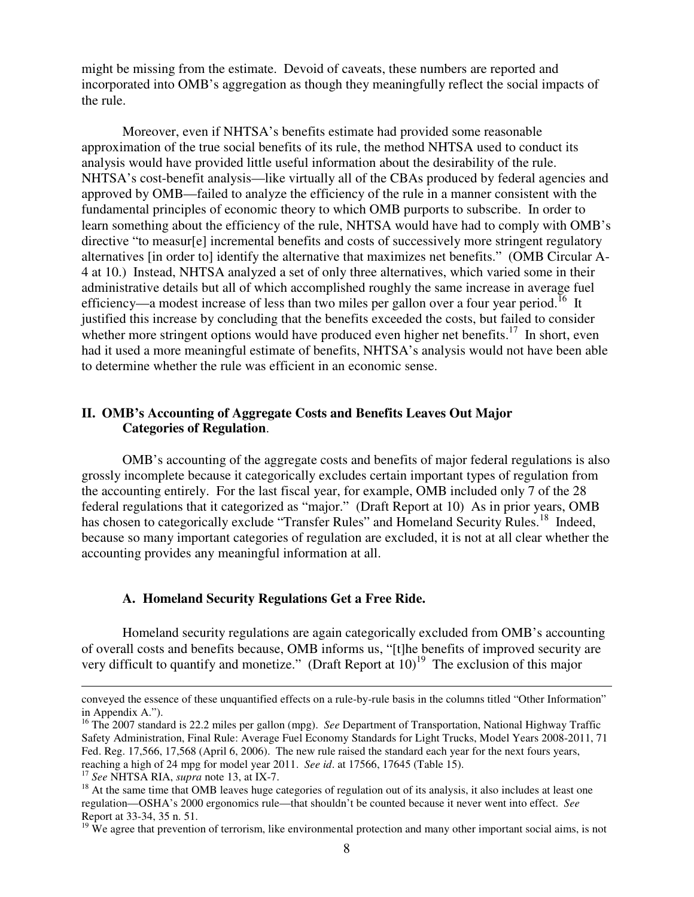might be missing from the estimate. Devoid of caveats, these numbers are reported and incorporated into OMB's aggregation as though they meaningfully reflect the social impacts of the rule.

Moreover, even if NHTSA's benefits estimate had provided some reasonable approximation of the true social benefits of its rule, the method NHTSA used to conduct its analysis would have provided little useful information about the desirability of the rule. NHTSA's cost-benefit analysis—like virtually all of the CBAs produced by federal agencies and approved by OMB—failed to analyze the efficiency of the rule in a manner consistent with the fundamental principles of economic theory to which OMB purports to subscribe. In order to learn something about the efficiency of the rule, NHTSA would have had to comply with OMB's directive "to measur[e] incremental benefits and costs of successively more stringent regulatory alternatives [in order to] identify the alternative that maximizes net benefits." (OMB Circular A-4 at 10.) Instead, NHTSA analyzed a set of only three alternatives, which varied some in their administrative details but all of which accomplished roughly the same increase in average fuel efficiency—a modest increase of less than two miles per gallon over a four year period.[16] It justified this increase by concluding that the benefits exceeded the costs, but failed to consider whether more stringent options would have produced even higher net benefits.[17] In short, even had it used a more meaningful estimate of benefits, NHTSA's analysis would not have been able to determine whether the rule was efficient in an economic sense.

## II. OMB's Accounting of Aggregate Costs and Benefits Leaves Out Major Categories of Regulation.

OMB's accounting of the aggregate costs and benefits of major federal regulations is also grossly incomplete because it categorically excludes certain important types of regulation from the accounting entirely. For the last fiscal year, for example, OMB included only 7 of the 28 federal regulations that it categorized as "major." (Draft Report at 10) As in prior years, OMB has chosen to categorically exclude "Transfer Rules" and Homeland Security Rules.[18] Indeed, because so many important categories of regulation are excluded, it is not at all clear whether the accounting provides any meaningful information at all.

### A. Homeland Security Regulations Get a Free Ride.

Homeland security regulations are again categorically excluded from OMB's accounting of overall costs and benefits because, OMB informs us, "[t]he benefits of improved security are very difficult to quantify and monetize." (Draft Report at 10)[19] The exclusion of this major

---

conveyed the essence of these unquantified effects on a rule-by-rule basis in the columns titled "Other Information" in Appendix A.").

[16] The 2007 standard is 22.2 miles per gallon (mpg). *See* Department of Transportation, National Highway Traffic Safety Administration, Final Rule: Average Fuel Economy Standards for Light Trucks, Model Years 2008-2011, 71 Fed. Reg. 17,566, 17,568 (April 6, 2006). The new rule raised the standard each year for the next fours years, reaching a high of 24 mpg for model year 2011. *See id*. at 17566, 17645 (Table 15).

[17] *See* NHTSA RIA, *supra* note 13, at IX-7.

[18] At the same time that OMB leaves huge categories of regulation out of its analysis, it also includes at least one regulation—OSHA's 2000 ergonomics rule—that shouldn't be counted because it never went into effect. *See* Report at 33-34, 35 n. 51.

[19] We agree that prevention of terrorism, like environmental protection and many other important social aims, is not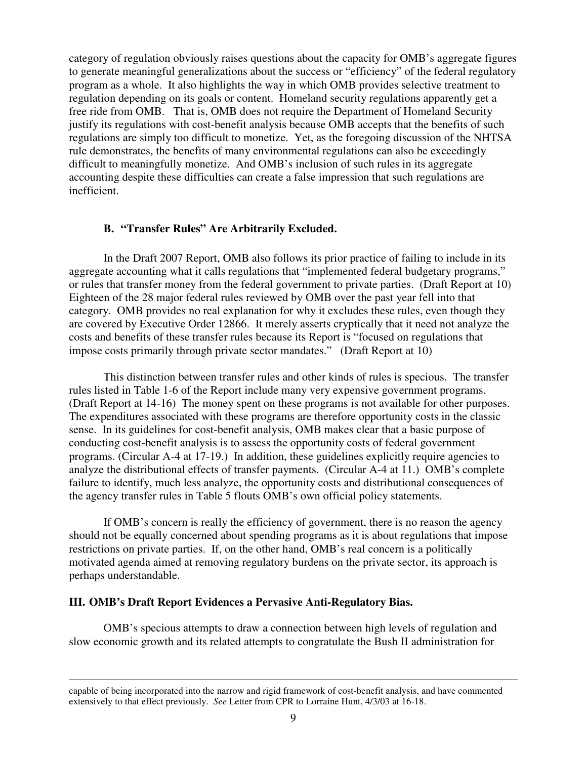category of regulation obviously raises questions about the capacity for OMB's aggregate figures to generate meaningful generalizations about the success or "efficiency" of the federal regulatory program as a whole. It also highlights the way in which OMB provides selective treatment to regulation depending on its goals or content. Homeland security regulations apparently get a free ride from OMB. That is, OMB does not require the Department of Homeland Security justify its regulations with cost-benefit analysis because OMB accepts that the benefits of such regulations are simply too difficult to monetize. Yet, as the foregoing discussion of the NHTSA rule demonstrates, the benefits of many environmental regulations can also be exceedingly difficult to meaningfully monetize. And OMB's inclusion of such rules in its aggregate accounting despite these difficulties can create a false impression that such regulations are inefficient.

### B. "Transfer Rules" Are Arbitrarily Excluded.

In the Draft 2007 Report, OMB also follows its prior practice of failing to include in its aggregate accounting what it calls regulations that "implemented federal budgetary programs," or rules that transfer money from the federal government to private parties. (Draft Report at 10) Eighteen of the 28 major federal rules reviewed by OMB over the past year fell into that category. OMB provides no real explanation for why it excludes these rules, even though they are covered by Executive Order 12866. It merely asserts cryptically that it need not analyze the costs and benefits of these transfer rules because its Report is "focused on regulations that impose costs primarily through private sector mandates." (Draft Report at 10)

This distinction between transfer rules and other kinds of rules is specious. The transfer rules listed in Table 1-6 of the Report include many very expensive government programs. (Draft Report at 14-16) The money spent on these programs is not available for other purposes. The expenditures associated with these programs are therefore opportunity costs in the classic sense. In its guidelines for cost-benefit analysis, OMB makes clear that a basic purpose of conducting cost-benefit analysis is to assess the opportunity costs of federal government programs. (Circular A-4 at 17-19.) In addition, these guidelines explicitly require agencies to analyze the distributional effects of transfer payments. (Circular A-4 at 11.) OMB's complete failure to identify, much less analyze, the opportunity costs and distributional consequences of the agency transfer rules in Table 5 flouts OMB's own official policy statements.

If OMB's concern is really the efficiency of government, there is no reason the agency should not be equally concerned about spending programs as it is about regulations that impose restrictions on private parties. If, on the other hand, OMB's real concern is a politically motivated agenda aimed at removing regulatory burdens on the private sector, its approach is perhaps understandable.

## III. OMB's Draft Report Evidences a Pervasive Anti-Regulatory Bias.

OMB's specious attempts to draw a connection between high levels of regulation and slow economic growth and its related attempts to congratulate the Bush II administration for

---

capable of being incorporated into the narrow and rigid framework of cost-benefit analysis, and have commented extensively to that effect previously. *See* Letter from CPR to Lorraine Hunt, 4/3/03 at 16-18.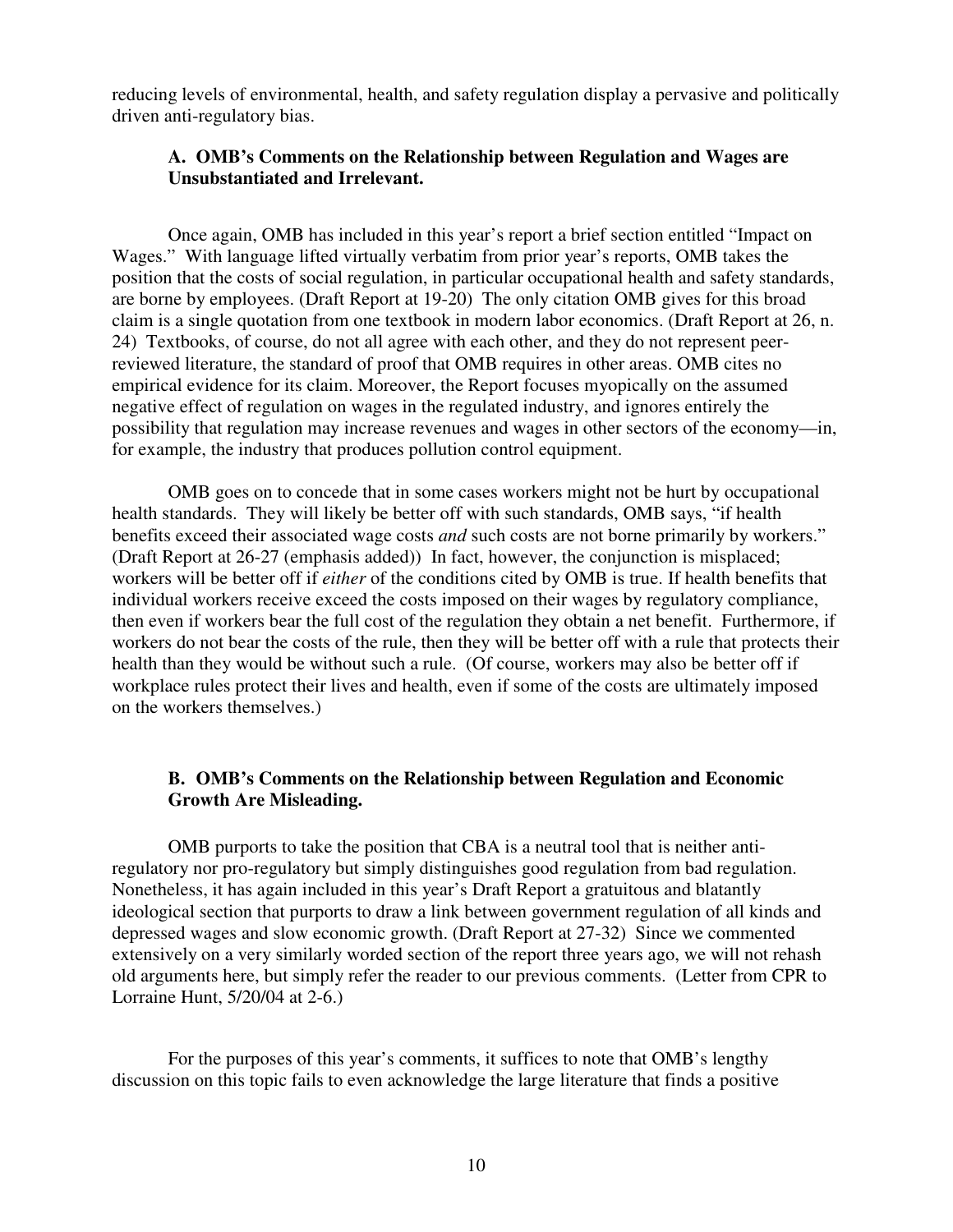reducing levels of environmental, health, and safety regulation display a pervasive and politically driven anti-regulatory bias.

### A. OMB's Comments on the Relationship between Regulation and Wages are Unsubstantiated and Irrelevant.

Once again, OMB has included in this year's report a brief section entitled "Impact on Wages." With language lifted virtually verbatim from prior year's reports, OMB takes the position that the costs of social regulation, in particular occupational health and safety standards, are borne by employees. (Draft Report at 19-20) The only citation OMB gives for this broad claim is a single quotation from one textbook in modern labor economics. (Draft Report at 26, n. 24) Textbooks, of course, do not all agree with each other, and they do not represent peer-reviewed literature, the standard of proof that OMB requires in other areas. OMB cites no empirical evidence for its claim. Moreover, the Report focuses myopically on the assumed negative effect of regulation on wages in the regulated industry, and ignores entirely the possibility that regulation may increase revenues and wages in other sectors of the economy—in, for example, the industry that produces pollution control equipment.

OMB goes on to concede that in some cases workers might not be hurt by occupational health standards. They will likely be better off with such standards, OMB says, "if health benefits exceed their associated wage costs *and* such costs are not borne primarily by workers." (Draft Report at 26-27 (emphasis added)) In fact, however, the conjunction is misplaced; workers will be better off if *either* of the conditions cited by OMB is true. If health benefits that individual workers receive exceed the costs imposed on their wages by regulatory compliance, then even if workers bear the full cost of the regulation they obtain a net benefit. Furthermore, if workers do not bear the costs of the rule, then they will be better off with a rule that protects their health than they would be without such a rule. (Of course, workers may also be better off if workplace rules protect their lives and health, even if some of the costs are ultimately imposed on the workers themselves.)

### B. OMB's Comments on the Relationship between Regulation and Economic Growth Are Misleading.

OMB purports to take the position that CBA is a neutral tool that is neither anti-regulatory nor pro-regulatory but simply distinguishes good regulation from bad regulation. Nonetheless, it has again included in this year's Draft Report a gratuitous and blatantly ideological section that purports to draw a link between government regulation of all kinds and depressed wages and slow economic growth. (Draft Report at 27-32) Since we commented extensively on a very similarly worded section of the report three years ago, we will not rehash old arguments here, but simply refer the reader to our previous comments. (Letter from CPR to Lorraine Hunt, 5/20/04 at 2-6.)

For the purposes of this year's comments, it suffices to note that OMB's lengthy discussion on this topic fails to even acknowledge the large literature that finds a positive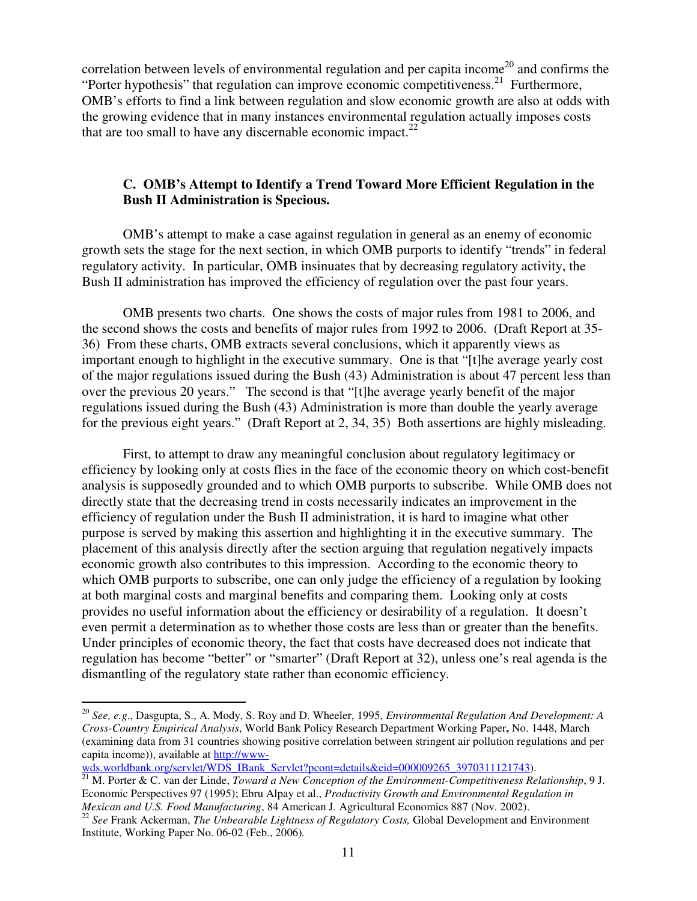correlation between levels of environmental regulation and per capita income[20] and confirms the "Porter hypothesis" that regulation can improve economic competitiveness.[21] Furthermore, OMB's efforts to find a link between regulation and slow economic growth are also at odds with the growing evidence that in many instances environmental regulation actually imposes costs that are too small to have any discernable economic impact.[22]

### C. OMB's Attempt to Identify a Trend Toward More Efficient Regulation in the Bush II Administration is Specious.

OMB's attempt to make a case against regulation in general as an enemy of economic growth sets the stage for the next section, in which OMB purports to identify "trends" in federal regulatory activity. In particular, OMB insinuates that by decreasing regulatory activity, the Bush II administration has improved the efficiency of regulation over the past four years.

OMB presents two charts. One shows the costs of major rules from 1981 to 2006, and the second shows the costs and benefits of major rules from 1992 to 2006. (Draft Report at 35-36) From these charts, OMB extracts several conclusions, which it apparently views as important enough to highlight in the executive summary. One is that "[t]he average yearly cost of the major regulations issued during the Bush (43) Administration is about 47 percent less than over the previous 20 years." The second is that "[t]he average yearly benefit of the major regulations issued during the Bush (43) Administration is more than double the yearly average for the previous eight years." (Draft Report at 2, 34, 35) Both assertions are highly misleading.

First, to attempt to draw any meaningful conclusion about regulatory legitimacy or efficiency by looking only at costs flies in the face of the economic theory on which cost-benefit analysis is supposedly grounded and to which OMB purports to subscribe. While OMB does not directly state that the decreasing trend in costs necessarily indicates an improvement in the efficiency of regulation under the Bush II administration, it is hard to imagine what other purpose is served by making this assertion and highlighting it in the executive summary. The placement of this analysis directly after the section arguing that regulation negatively impacts economic growth also contributes to this impression. According to the economic theory to which OMB purports to subscribe, one can only judge the efficiency of a regulation by looking at both marginal costs and marginal benefits and comparing them. Looking only at costs provides no useful information about the efficiency or desirability of a regulation. It doesn't even permit a determination as to whether those costs are less than or greater than the benefits. Under principles of economic theory, the fact that costs have decreased does not indicate that regulation has become "better" or "smarter" (Draft Report at 32), unless one's real agenda is the dismantling of the regulatory state rather than economic efficiency.

---

[20] *See, e.g*., Dasgupta, S., A. Mody, S. Roy and D. Wheeler, 1995, *Environmental Regulation And Development: A Cross-Country Empirical Analysis*, World Bank Policy Research Department Working Paper**,** No. 1448, March (examining data from 31 countries showing positive correlation between stringent air pollution regulations and per capita income)), available at http://www-wds.worldbank.org/servlet/WDS_IBank_Servlet?pcont=details&eid=000009265_3970311121743).

[21] M. Porter & C. van der Linde, *Toward a New Conception of the Environment-Competitiveness Relationship*, 9 J. Economic Perspectives 97 (1995); Ebru Alpay et al., *Productivity Growth and Environmental Regulation in Mexican and U.S. Food Manufacturing*, 84 American J. Agricultural Economics 887 (Nov. 2002).

[22] *See* Frank Ackerman, *The Unbearable Lightness of Regulatory Costs,* Global Development and Environment Institute, Working Paper No. 06-02 (Feb., 2006).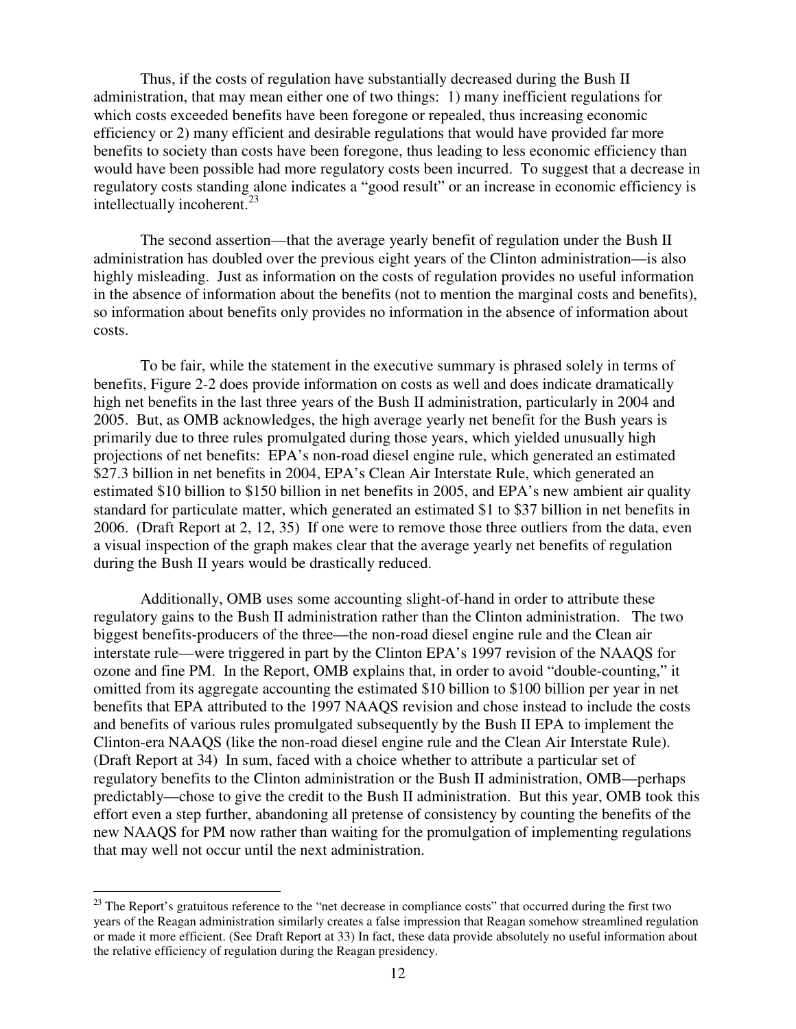Thus, if the costs of regulation have substantially decreased during the Bush II administration, that may mean either one of two things: 1) many inefficient regulations for which costs exceeded benefits have been foregone or repealed, thus increasing economic efficiency or 2) many efficient and desirable regulations that would have provided far more benefits to society than costs have been foregone, thus leading to less economic efficiency than would have been possible had more regulatory costs been incurred. To suggest that a decrease in regulatory costs standing alone indicates a "good result" or an increase in economic efficiency is intellectually incoherent.[23]

The second assertion—that the average yearly benefit of regulation under the Bush II administration has doubled over the previous eight years of the Clinton administration—is also highly misleading. Just as information on the costs of regulation provides no useful information in the absence of information about the benefits (not to mention the marginal costs and benefits), so information about benefits only provides no information in the absence of information about costs.

To be fair, while the statement in the executive summary is phrased solely in terms of benefits, Figure 2-2 does provide information on costs as well and does indicate dramatically high net benefits in the last three years of the Bush II administration, particularly in 2004 and 2005. But, as OMB acknowledges, the high average yearly net benefit for the Bush years is primarily due to three rules promulgated during those years, which yielded unusually high projections of net benefits: EPA's non-road diesel engine rule, which generated an estimated \$27.3 billion in net benefits in 2004, EPA's Clean Air Interstate Rule, which generated an estimated \$10 billion to \$150 billion in net benefits in 2005, and EPA's new ambient air quality standard for particulate matter, which generated an estimated \$1 to \$37 billion in net benefits in 2006. (Draft Report at 2, 12, 35) If one were to remove those three outliers from the data, even a visual inspection of the graph makes clear that the average yearly net benefits of regulation during the Bush II years would be drastically reduced.

Additionally, OMB uses some accounting slight-of-hand in order to attribute these regulatory gains to the Bush II administration rather than the Clinton administration. The two biggest benefits-producers of the three—the non-road diesel engine rule and the Clean air interstate rule—were triggered in part by the Clinton EPA's 1997 revision of the NAAQS for ozone and fine PM. In the Report, OMB explains that, in order to avoid "double-counting," it omitted from its aggregate accounting the estimated \$10 billion to \$100 billion per year in net benefits that EPA attributed to the 1997 NAAQS revision and chose instead to include the costs and benefits of various rules promulgated subsequently by the Bush II EPA to implement the Clinton-era NAAQS (like the non-road diesel engine rule and the Clean Air Interstate Rule). (Draft Report at 34) In sum, faced with a choice whether to attribute a particular set of regulatory benefits to the Clinton administration or the Bush II administration, OMB—perhaps predictably—chose to give the credit to the Bush II administration. But this year, OMB took this effort even a step further, abandoning all pretense of consistency by counting the benefits of the new NAAQS for PM now rather than waiting for the promulgation of implementing regulations that may well not occur until the next administration.

[23] The Report's gratuitous reference to the "net decrease in compliance costs" that occurred during the first two years of the Reagan administration similarly creates a false impression that Reagan somehow streamlined regulation or made it more efficient. (See Draft Report at 33) In fact, these data provide absolutely no useful information about the relative efficiency of regulation during the Reagan presidency.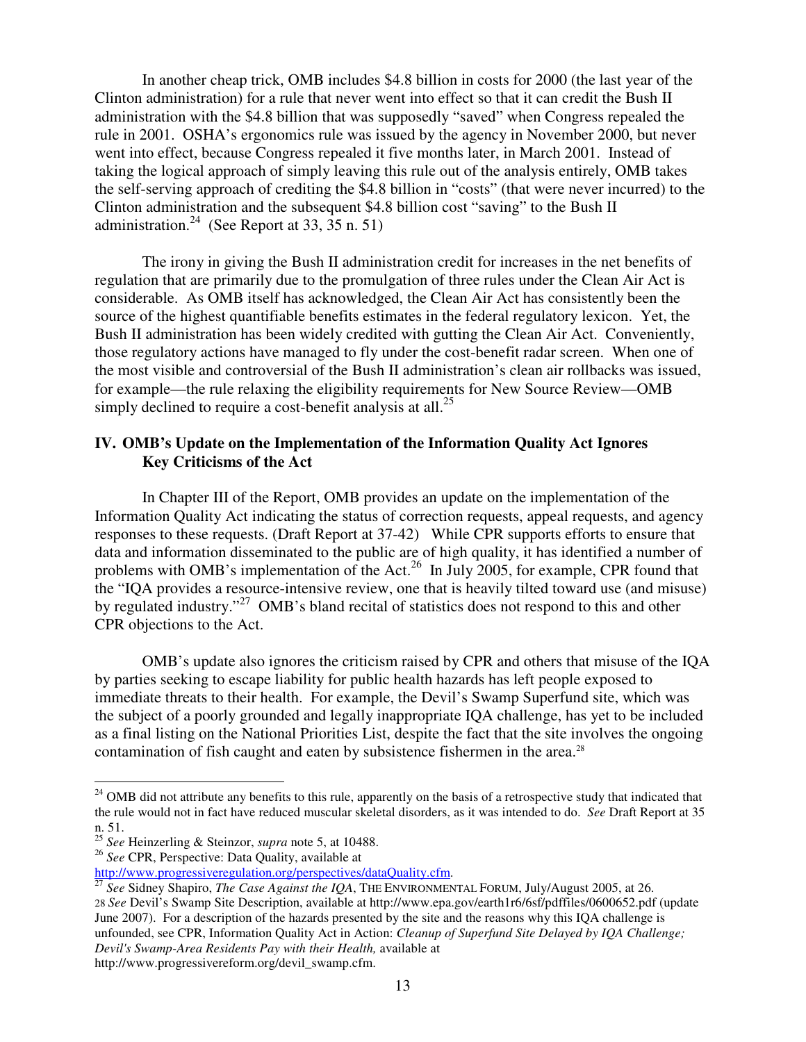In another cheap trick, OMB includes \$4.8 billion in costs for 2000 (the last year of the Clinton administration) for a rule that never went into effect so that it can credit the Bush II administration with the \$4.8 billion that was supposedly "saved" when Congress repealed the rule in 2001. OSHA's ergonomics rule was issued by the agency in November 2000, but never went into effect, because Congress repealed it five months later, in March 2001. Instead of taking the logical approach of simply leaving this rule out of the analysis entirely, OMB takes the self-serving approach of crediting the \$4.8 billion in "costs" (that were never incurred) to the Clinton administration and the subsequent \$4.8 billion cost "saving" to the Bush II administration.[24] (See Report at 33, 35 n. 51)

The irony in giving the Bush II administration credit for increases in the net benefits of regulation that are primarily due to the promulgation of three rules under the Clean Air Act is considerable. As OMB itself has acknowledged, the Clean Air Act has consistently been the source of the highest quantifiable benefits estimates in the federal regulatory lexicon. Yet, the Bush II administration has been widely credited with gutting the Clean Air Act. Conveniently, those regulatory actions have managed to fly under the cost-benefit radar screen. When one of the most visible and controversial of the Bush II administration's clean air rollbacks was issued, for example—the rule relaxing the eligibility requirements for New Source Review—OMB simply declined to require a cost-benefit analysis at all.[25]

## IV. OMB's Update on the Implementation of the Information Quality Act Ignores Key Criticisms of the Act

In Chapter III of the Report, OMB provides an update on the implementation of the Information Quality Act indicating the status of correction requests, appeal requests, and agency responses to these requests. (Draft Report at 37-42) While CPR supports efforts to ensure that data and information disseminated to the public are of high quality, it has identified a number of problems with OMB's implementation of the Act.[26] In July 2005, for example, CPR found that the "IQA provides a resource-intensive review, one that is heavily tilted toward use (and misuse) by regulated industry."[27] OMB's bland recital of statistics does not respond to this and other CPR objections to the Act.

OMB's update also ignores the criticism raised by CPR and others that misuse of the IQA by parties seeking to escape liability for public health hazards has left people exposed to immediate threats to their health. For example, the Devil's Swamp Superfund site, which was the subject of a poorly grounded and legally inappropriate IQA challenge, has yet to be included as a final listing on the National Priorities List, despite the fact that the site involves the ongoing contamination of fish caught and eaten by subsistence fishermen in the area.[28]

---

[24] OMB did not attribute any benefits to this rule, apparently on the basis of a retrospective study that indicated that the rule would not in fact have reduced muscular skeletal disorders, as it was intended to do. *See* Draft Report at 35 n. 51.

[25] *See* Heinzerling & Steinzor, *supra* note 5, at 10488.

[26] *See* CPR, Perspective: Data Quality, available at http://www.progressiveregulation.org/perspectives/dataQuality.cfm.

[27] *See* Sidney Shapiro, *The Case Against the IQA*, THE ENVIRONMENTAL FORUM, July/August 2005, at 26.

[28] *See* Devil's Swamp Site Description, available at http://www.epa.gov/earth1r6/6sf/pdffiles/0600652.pdf (update June 2007). For a description of the hazards presented by the site and the reasons why this IQA challenge is unfounded, see CPR, Information Quality Act in Action: *Cleanup of Superfund Site Delayed by IQA Challenge; Devil's Swamp-Area Residents Pay with their Health,* available at http://www.progressivereform.org/devil_swamp.cfm.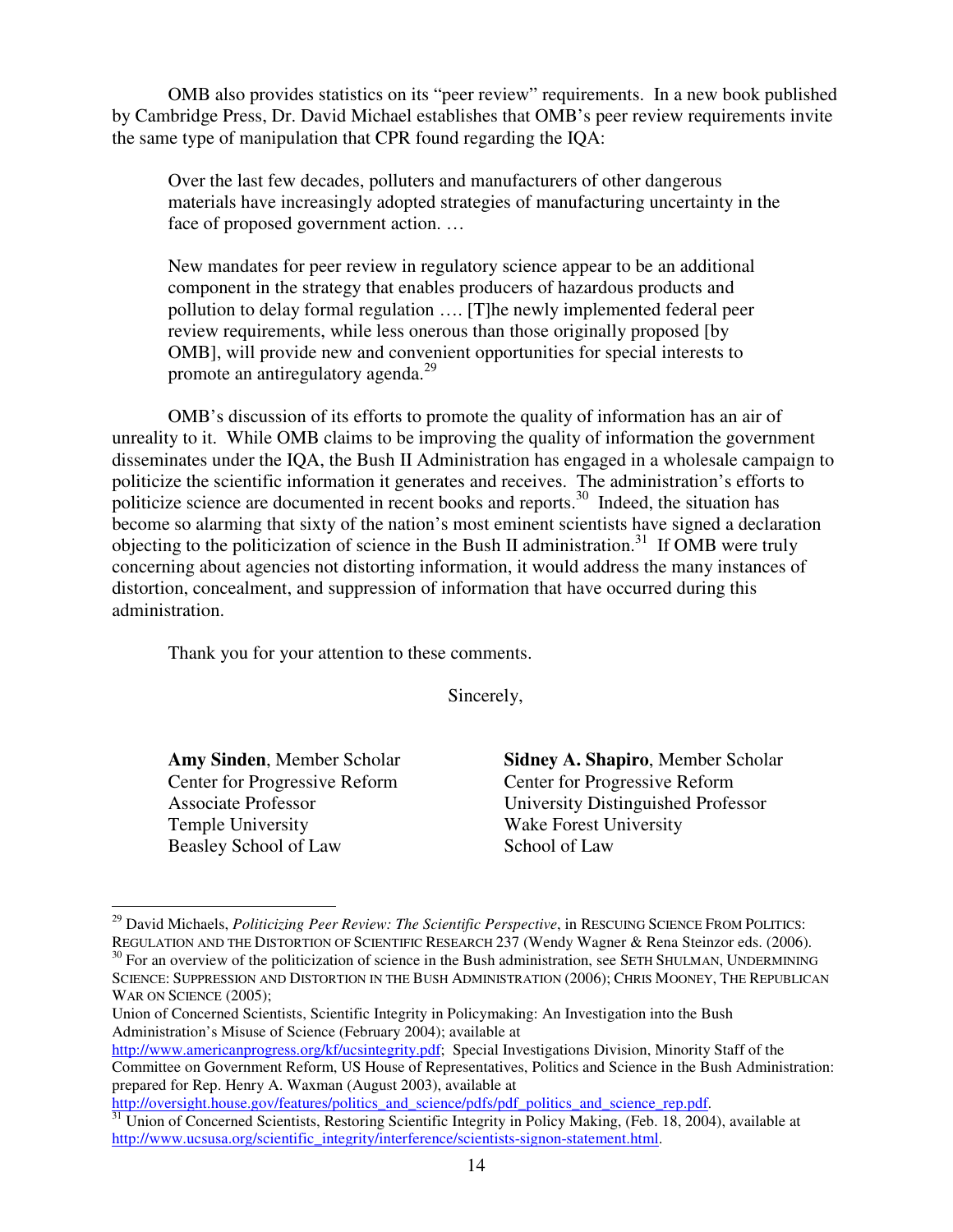OMB also provides statistics on its "peer review" requirements. In a new book published by Cambridge Press, Dr. David Michael establishes that OMB's peer review requirements invite the same type of manipulation that CPR found regarding the IQA:

> Over the last few decades, polluters and manufacturers of other dangerous materials have increasingly adopted strategies of manufacturing uncertainty in the face of proposed government action. …
>
> New mandates for peer review in regulatory science appear to be an additional component in the strategy that enables producers of hazardous products and pollution to delay formal regulation …. [T]he newly implemented federal peer review requirements, while less onerous than those originally proposed [by OMB], will provide new and convenient opportunities for special interests to promote an antiregulatory agenda.[29]

OMB's discussion of its efforts to promote the quality of information has an air of unreality to it. While OMB claims to be improving the quality of information the government disseminates under the IQA, the Bush II Administration has engaged in a wholesale campaign to politicize the scientific information it generates and receives. The administration's efforts to politicize science are documented in recent books and reports.[30] Indeed, the situation has become so alarming that sixty of the nation's most eminent scientists have signed a declaration objecting to the politicization of science in the Bush II administration.[31] If OMB were truly concerning about agencies not distorting information, it would address the many instances of distortion, concealment, and suppression of information that have occurred during this administration.

Thank you for your attention to these comments.

Sincerely,

**Amy Sinden**, Member Scholar
Center for Progressive Reform
Associate Professor
Temple University
Beasley School of Law

**Sidney A. Shapiro**, Member Scholar
Center for Progressive Reform
University Distinguished Professor
Wake Forest University
School of Law

---

[29] David Michaels, *Politicizing Peer Review: The Scientific Perspective*, in RESCUING SCIENCE FROM POLITICS: REGULATION AND THE DISTORTION OF SCIENTIFIC RESEARCH 237 (Wendy Wagner & Rena Steinzor eds. (2006).

[30] For an overview of the politicization of science in the Bush administration, see SETH SHULMAN, UNDERMINING SCIENCE: SUPPRESSION AND DISTORTION IN THE BUSH ADMINISTRATION (2006); CHRIS MOONEY, THE REPUBLICAN WAR ON SCIENCE (2005);
Union of Concerned Scientists, Scientific Integrity in Policymaking: An Investigation into the Bush Administration's Misuse of Science (February 2004); available at http://www.americanprogress.org/kf/ucsintegrity.pdf; Special Investigations Division, Minority Staff of the Committee on Government Reform, US House of Representatives, Politics and Science in the Bush Administration: prepared for Rep. Henry A. Waxman (August 2003), available at http://oversight.house.gov/features/politics_and_science/pdfs/pdf_politics_and_science_rep.pdf.

[31] Union of Concerned Scientists, Restoring Scientific Integrity in Policy Making, (Feb. 18, 2004), available at http://www.ucsusa.org/scientific_integrity/interference/scientists-signon-statement.html.